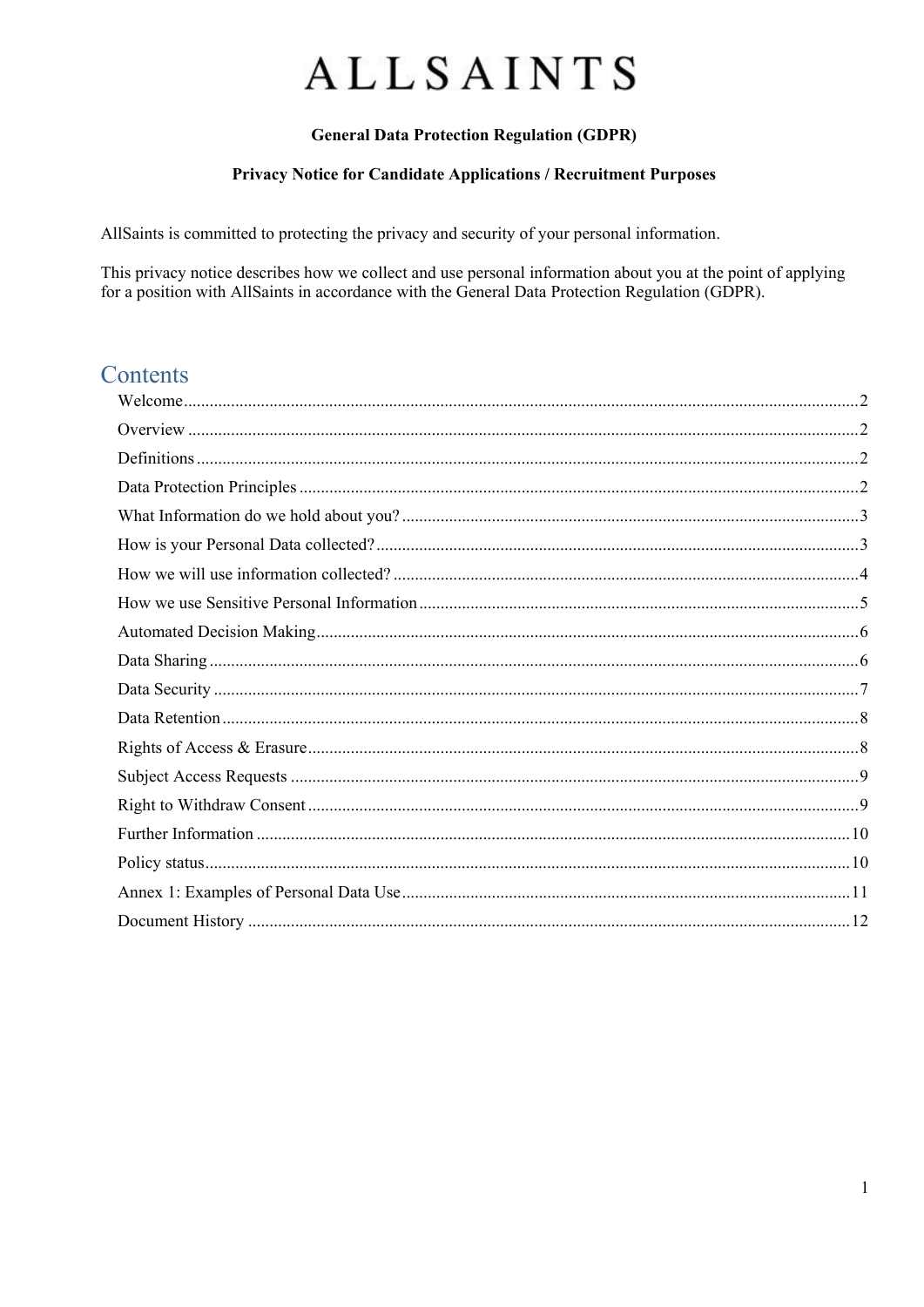# ALLSAINTS

**General Data Protection Regulation (GDPR)**

**Privacy Notice for Candidate Applications / Recruitment Purposes**

AllSaints is committed to protecting the privacy and security of your personal information.

This privacy notice describes how we collect and use personal information about you at the point of applying for a position with AllSaints in accordance with the General Data Protection Regulation (GDPR).

## Contents

- Welcome ........ 2
- Overview ........ 2
- Definitions ........ 2
- Data Protection Principles ........ 2
- What Information do we hold about you? ........ 3
- How is your Personal Data collected? ........ 3
- How we will use information collected? ........ 4
- How we use Sensitive Personal Information ........ 5
- Automated Decision Making ........ 6
- Data Sharing ........ 6
- Data Security ........ 7
- Data Retention ........ 8
- Rights of Access & Erasure ........ 8
- Subject Access Requests ........ 9
- Right to Withdraw Consent ........ 9
- Further Information ........ 10
- Policy status ........ 10
- Annex 1: Examples of Personal Data Use ........ 11
- Document History ........ 12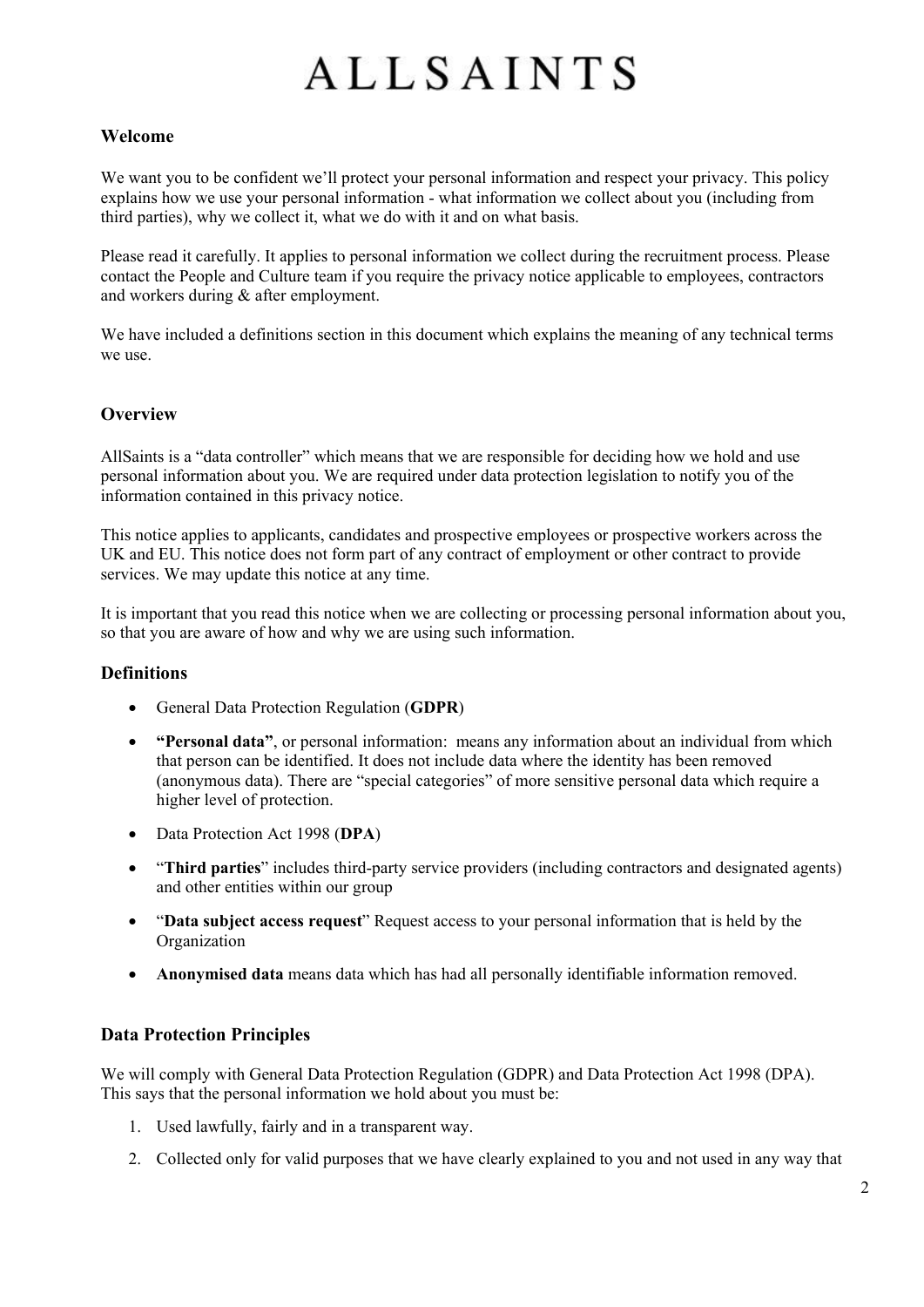# ALLSAINTS

## Welcome

We want you to be confident we'll protect your personal information and respect your privacy. This policy explains how we use your personal information - what information we collect about you (including from third parties), why we collect it, what we do with it and on what basis.

Please read it carefully. It applies to personal information we collect during the recruitment process. Please contact the People and Culture team if you require the privacy notice applicable to employees, contractors and workers during & after employment.

We have included a definitions section in this document which explains the meaning of any technical terms we use.

## Overview

AllSaints is a "data controller" which means that we are responsible for deciding how we hold and use personal information about you. We are required under data protection legislation to notify you of the information contained in this privacy notice.

This notice applies to applicants, candidates and prospective employees or prospective workers across the UK and EU. This notice does not form part of any contract of employment or other contract to provide services. We may update this notice at any time.

It is important that you read this notice when we are collecting or processing personal information about you, so that you are aware of how and why we are using such information.

## Definitions

- General Data Protection Regulation (**GDPR**)
- **"Personal data"**, or personal information: means any information about an individual from which that person can be identified. It does not include data where the identity has been removed (anonymous data). There are "special categories" of more sensitive personal data which require a higher level of protection.
- Data Protection Act 1998 (**DPA**)
- "**Third parties**" includes third-party service providers (including contractors and designated agents) and other entities within our group
- "**Data subject access request**" Request access to your personal information that is held by the Organization
- **Anonymised data** means data which has had all personally identifiable information removed.

## Data Protection Principles

We will comply with General Data Protection Regulation (GDPR) and Data Protection Act 1998 (DPA). This says that the personal information we hold about you must be:

1. Used lawfully, fairly and in a transparent way.
2. Collected only for valid purposes that we have clearly explained to you and not used in any way that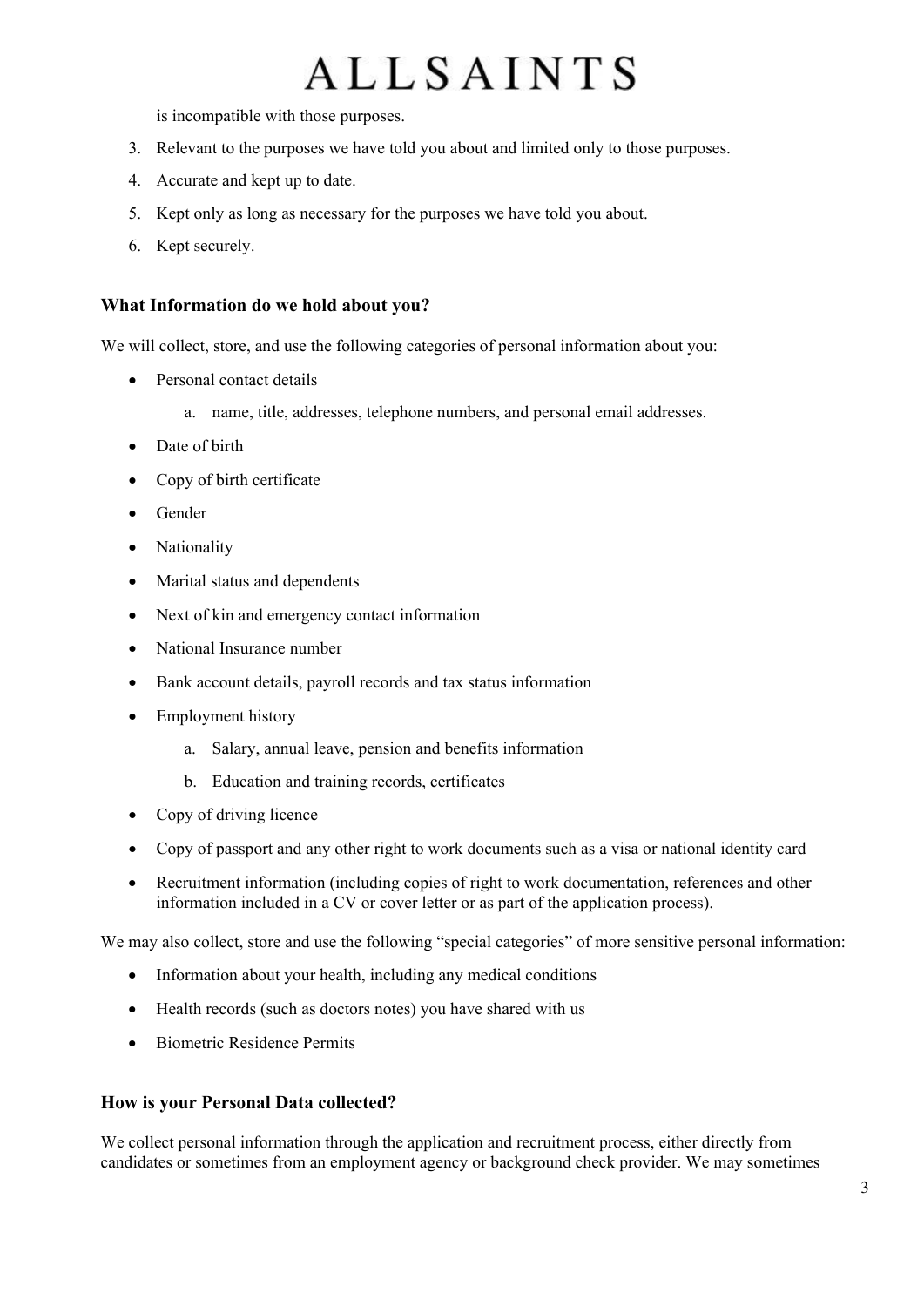is incompatible with those purposes.

3. Relevant to the purposes we have told you about and limited only to those purposes.
4. Accurate and kept up to date.
5. Kept only as long as necessary for the purposes we have told you about.
6. Kept securely.

### What Information do we hold about you?

We will collect, store, and use the following categories of personal information about you:

- Personal contact details
    a. name, title, addresses, telephone numbers, and personal email addresses.
- Date of birth
- Copy of birth certificate
- Gender
- Nationality
- Marital status and dependents
- Next of kin and emergency contact information
- National Insurance number
- Bank account details, payroll records and tax status information
- Employment history
    a. Salary, annual leave, pension and benefits information
    b. Education and training records, certificates
- Copy of driving licence
- Copy of passport and any other right to work documents such as a visa or national identity card
- Recruitment information (including copies of right to work documentation, references and other information included in a CV or cover letter or as part of the application process).

We may also collect, store and use the following "special categories" of more sensitive personal information:

- Information about your health, including any medical conditions
- Health records (such as doctors notes) you have shared with us
- Biometric Residence Permits

### How is your Personal Data collected?

We collect personal information through the application and recruitment process, either directly from candidates or sometimes from an employment agency or background check provider. We may sometimes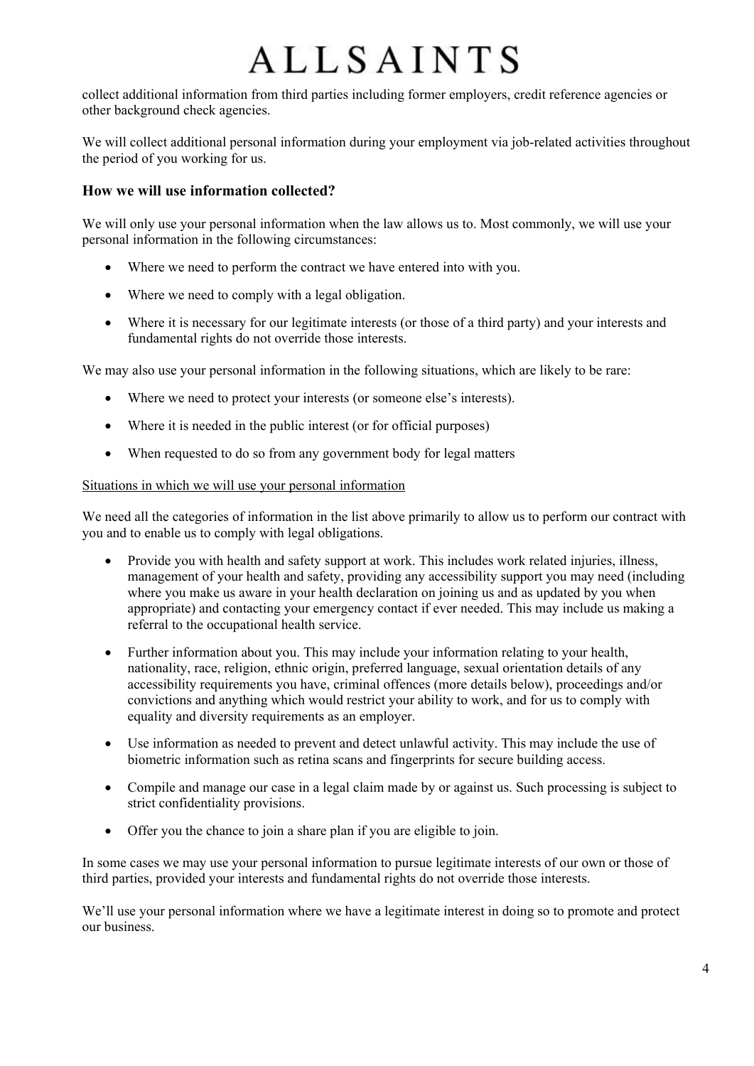collect additional information from third parties including former employers, credit reference agencies or other background check agencies.

We will collect additional personal information during your employment via job-related activities throughout the period of you working for us.

## How we will use information collected?

We will only use your personal information when the law allows us to. Most commonly, we will use your personal information in the following circumstances:

- Where we need to perform the contract we have entered into with you.
- Where we need to comply with a legal obligation.
- Where it is necessary for our legitimate interests (or those of a third party) and your interests and fundamental rights do not override those interests.

We may also use your personal information in the following situations, which are likely to be rare:

- Where we need to protect your interests (or someone else's interests).
- Where it is needed in the public interest (or for official purposes)
- When requested to do so from any government body for legal matters

<u>Situations in which we will use your personal information</u>

We need all the categories of information in the list above primarily to allow us to perform our contract with you and to enable us to comply with legal obligations.

- Provide you with health and safety support at work. This includes work related injuries, illness, management of your health and safety, providing any accessibility support you may need (including where you make us aware in your health declaration on joining us and as updated by you when appropriate) and contacting your emergency contact if ever needed. This may include us making a referral to the occupational health service.
- Further information about you. This may include your information relating to your health, nationality, race, religion, ethnic origin, preferred language, sexual orientation details of any accessibility requirements you have, criminal offences (more details below), proceedings and/or convictions and anything which would restrict your ability to work, and for us to comply with equality and diversity requirements as an employer.
- Use information as needed to prevent and detect unlawful activity. This may include the use of biometric information such as retina scans and fingerprints for secure building access.
- Compile and manage our case in a legal claim made by or against us. Such processing is subject to strict confidentiality provisions.
- Offer you the chance to join a share plan if you are eligible to join.

In some cases we may use your personal information to pursue legitimate interests of our own or those of third parties, provided your interests and fundamental rights do not override those interests.

We'll use your personal information where we have a legitimate interest in doing so to promote and protect our business.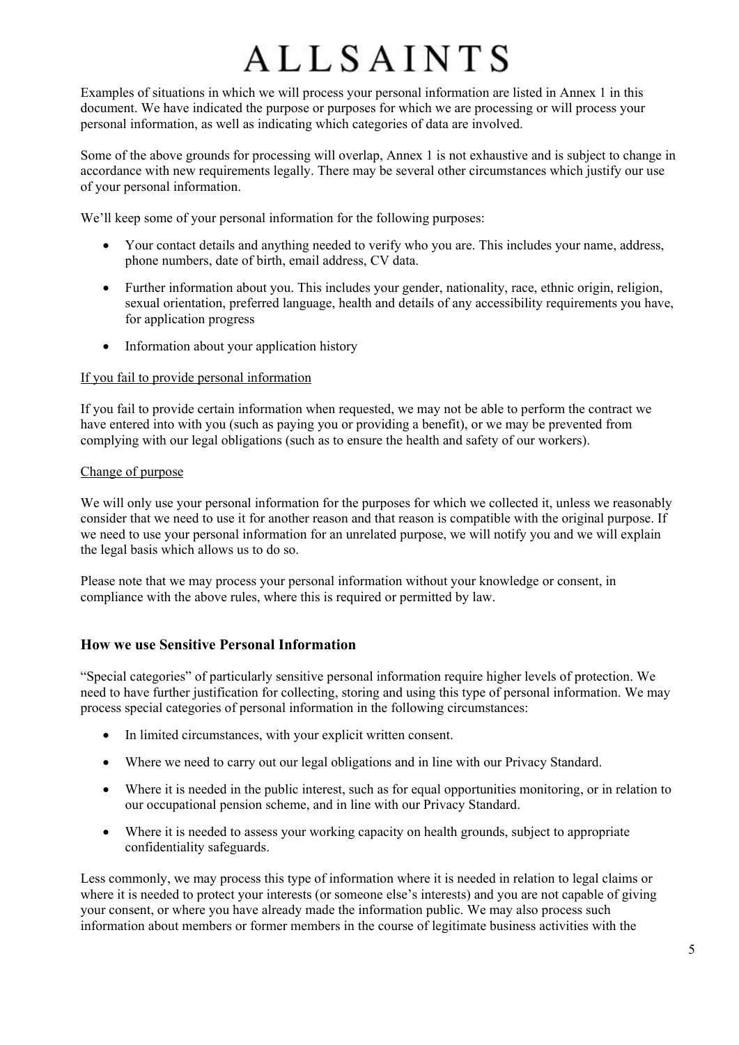Examples of situations in which we will process your personal information are listed in Annex 1 in this document. We have indicated the purpose or purposes for which we are processing or will process your personal information, as well as indicating which categories of data are involved.

Some of the above grounds for processing will overlap, Annex 1 is not exhaustive and is subject to change in accordance with new requirements legally. There may be several other circumstances which justify our use of your personal information.

We'll keep some of your personal information for the following purposes:

- Your contact details and anything needed to verify who you are. This includes your name, address, phone numbers, date of birth, email address, CV data.
- Further information about you. This includes your gender, nationality, race, ethnic origin, religion, sexual orientation, preferred language, health and details of any accessibility requirements you have, for application progress
- Information about your application history

If you fail to provide personal information

If you fail to provide certain information when requested, we may not be able to perform the contract we have entered into with you (such as paying you or providing a benefit), or we may be prevented from complying with our legal obligations (such as to ensure the health and safety of our workers).

Change of purpose

We will only use your personal information for the purposes for which we collected it, unless we reasonably consider that we need to use it for another reason and that reason is compatible with the original purpose. If we need to use your personal information for an unrelated purpose, we will notify you and we will explain the legal basis which allows us to do so.

Please note that we may process your personal information without your knowledge or consent, in compliance with the above rules, where this is required or permitted by law.

## How we use Sensitive Personal Information

"Special categories" of particularly sensitive personal information require higher levels of protection. We need to have further justification for collecting, storing and using this type of personal information. We may process special categories of personal information in the following circumstances:

- In limited circumstances, with your explicit written consent.
- Where we need to carry out our legal obligations and in line with our Privacy Standard.
- Where it is needed in the public interest, such as for equal opportunities monitoring, or in relation to our occupational pension scheme, and in line with our Privacy Standard.
- Where it is needed to assess your working capacity on health grounds, subject to appropriate confidentiality safeguards.

Less commonly, we may process this type of information where it is needed in relation to legal claims or where it is needed to protect your interests (or someone else's interests) and you are not capable of giving your consent, or where you have already made the information public. We may also process such information about members or former members in the course of legitimate business activities with the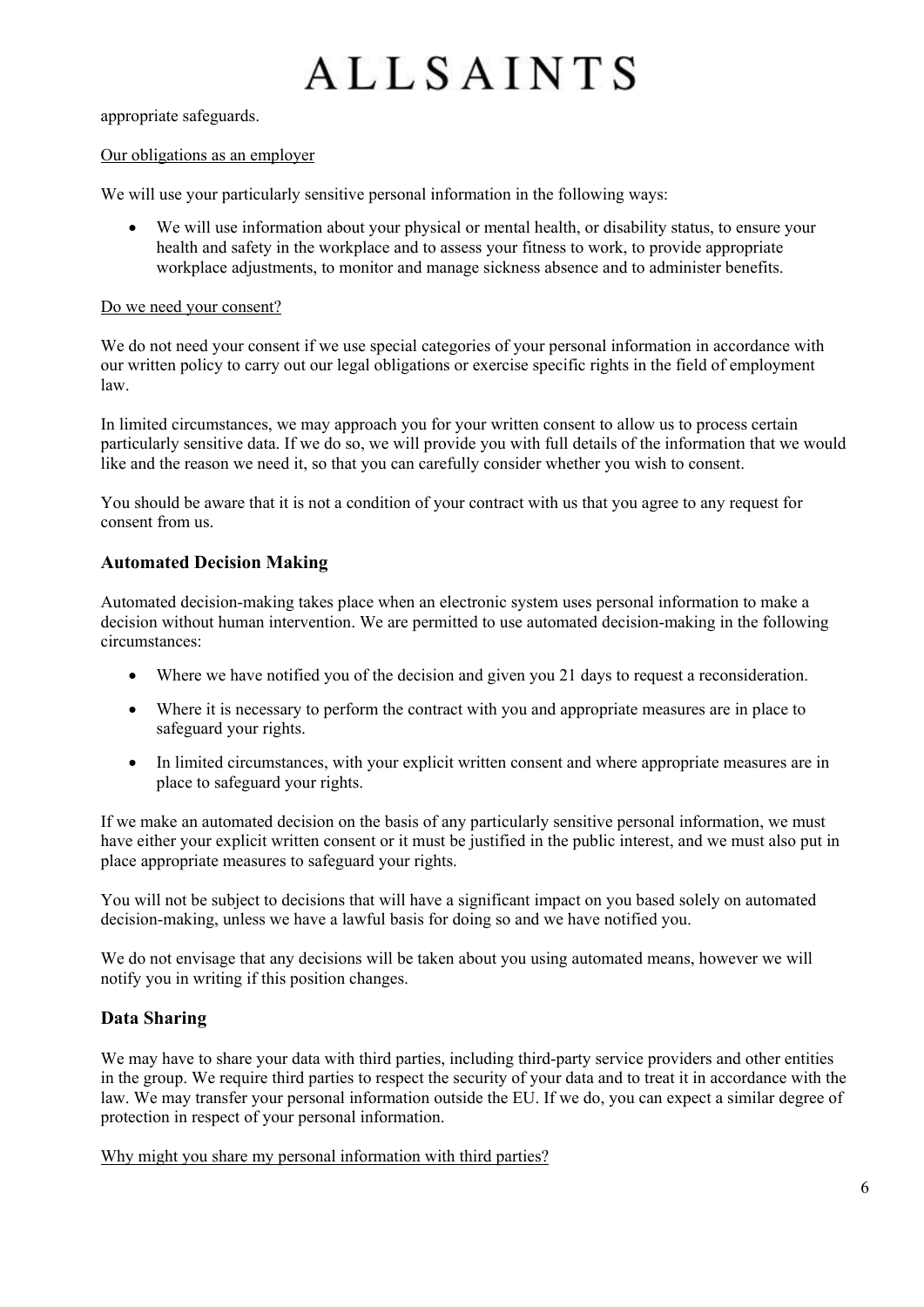appropriate safeguards.

Our obligations as an employer

We will use your particularly sensitive personal information in the following ways:

- We will use information about your physical or mental health, or disability status, to ensure your health and safety in the workplace and to assess your fitness to work, to provide appropriate workplace adjustments, to monitor and manage sickness absence and to administer benefits.

Do we need your consent?

We do not need your consent if we use special categories of your personal information in accordance with our written policy to carry out our legal obligations or exercise specific rights in the field of employment law.

In limited circumstances, we may approach you for your written consent to allow us to process certain particularly sensitive data. If we do so, we will provide you with full details of the information that we would like and the reason we need it, so that you can carefully consider whether you wish to consent.

You should be aware that it is not a condition of your contract with us that you agree to any request for consent from us.

## Automated Decision Making

Automated decision-making takes place when an electronic system uses personal information to make a decision without human intervention. We are permitted to use automated decision-making in the following circumstances:

- Where we have notified you of the decision and given you 21 days to request a reconsideration.
- Where it is necessary to perform the contract with you and appropriate measures are in place to safeguard your rights.
- In limited circumstances, with your explicit written consent and where appropriate measures are in place to safeguard your rights.

If we make an automated decision on the basis of any particularly sensitive personal information, we must have either your explicit written consent or it must be justified in the public interest, and we must also put in place appropriate measures to safeguard your rights.

You will not be subject to decisions that will have a significant impact on you based solely on automated decision-making, unless we have a lawful basis for doing so and we have notified you.

We do not envisage that any decisions will be taken about you using automated means, however we will notify you in writing if this position changes.

## Data Sharing

We may have to share your data with third parties, including third-party service providers and other entities in the group. We require third parties to respect the security of your data and to treat it in accordance with the law. We may transfer your personal information outside the EU. If we do, you can expect a similar degree of protection in respect of your personal information.

Why might you share my personal information with third parties?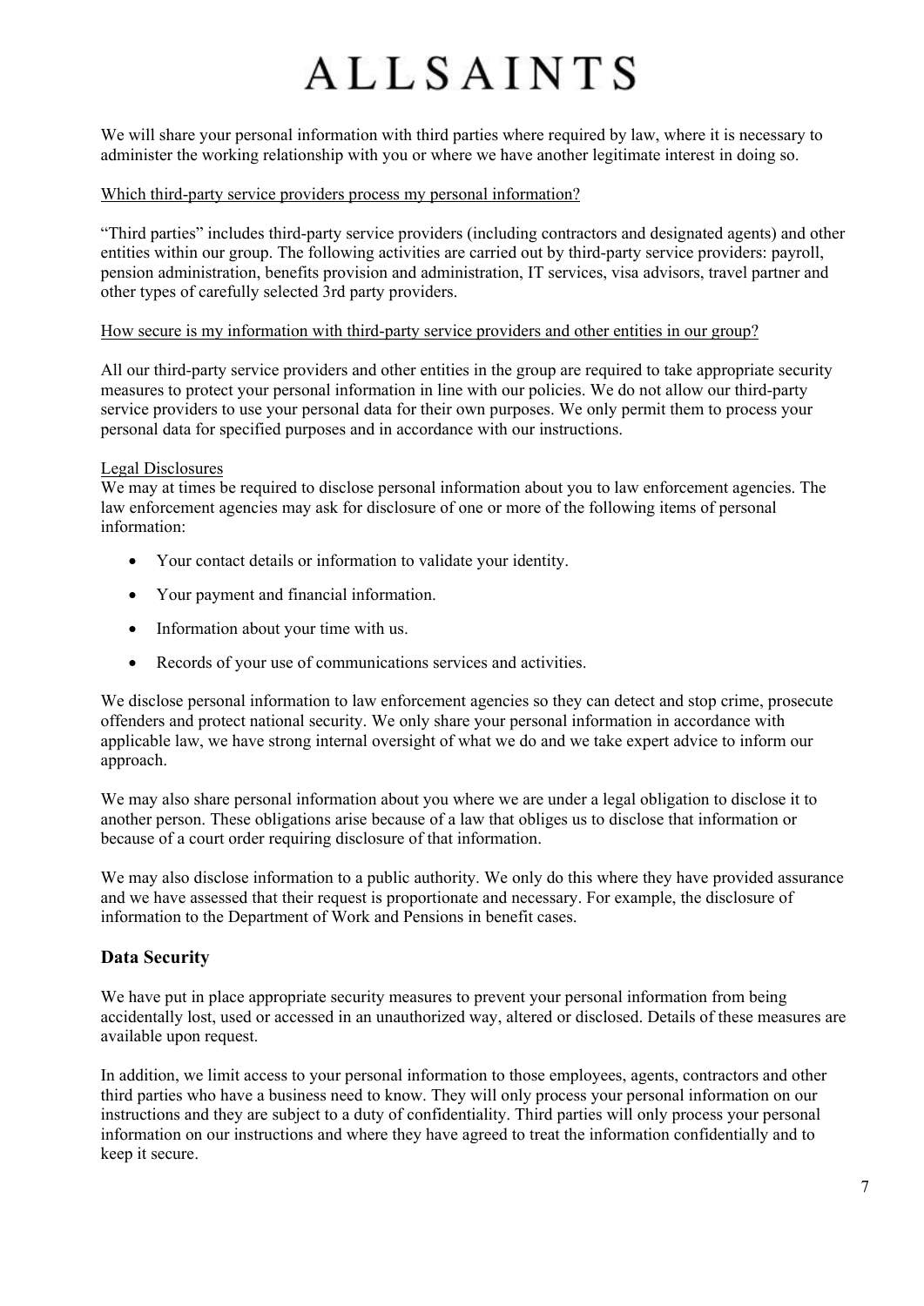We will share your personal information with third parties where required by law, where it is necessary to administer the working relationship with you or where we have another legitimate interest in doing so.

Which third-party service providers process my personal information?

"Third parties" includes third-party service providers (including contractors and designated agents) and other entities within our group. The following activities are carried out by third-party service providers: payroll, pension administration, benefits provision and administration, IT services, visa advisors, travel partner and other types of carefully selected 3rd party providers.

How secure is my information with third-party service providers and other entities in our group?

All our third-party service providers and other entities in the group are required to take appropriate security measures to protect your personal information in line with our policies. We do not allow our third-party service providers to use your personal data for their own purposes. We only permit them to process your personal data for specified purposes and in accordance with our instructions.

Legal Disclosures

We may at times be required to disclose personal information about you to law enforcement agencies. The law enforcement agencies may ask for disclosure of one or more of the following items of personal information:

- Your contact details or information to validate your identity.
- Your payment and financial information.
- Information about your time with us.
- Records of your use of communications services and activities.

We disclose personal information to law enforcement agencies so they can detect and stop crime, prosecute offenders and protect national security. We only share your personal information in accordance with applicable law, we have strong internal oversight of what we do and we take expert advice to inform our approach.

We may also share personal information about you where we are under a legal obligation to disclose it to another person. These obligations arise because of a law that obliges us to disclose that information or because of a court order requiring disclosure of that information.

We may also disclose information to a public authority. We only do this where they have provided assurance and we have assessed that their request is proportionate and necessary. For example, the disclosure of information to the Department of Work and Pensions in benefit cases.

## Data Security

We have put in place appropriate security measures to prevent your personal information from being accidentally lost, used or accessed in an unauthorized way, altered or disclosed. Details of these measures are available upon request.

In addition, we limit access to your personal information to those employees, agents, contractors and other third parties who have a business need to know. They will only process your personal information on our instructions and they are subject to a duty of confidentiality. Third parties will only process your personal information on our instructions and where they have agreed to treat the information confidentially and to keep it secure.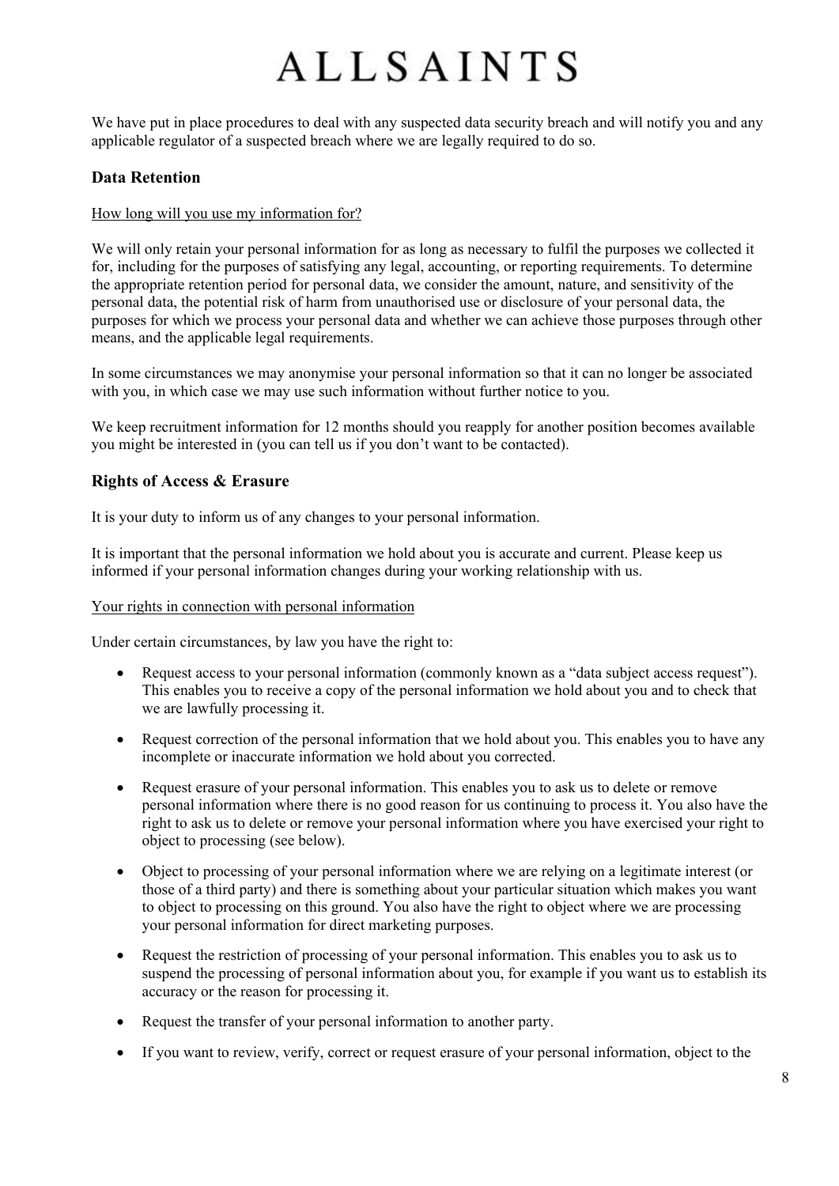We have put in place procedures to deal with any suspected data security breach and will notify you and any applicable regulator of a suspected breach where we are legally required to do so.

## Data Retention

How long will you use my information for?

We will only retain your personal information for as long as necessary to fulfil the purposes we collected it for, including for the purposes of satisfying any legal, accounting, or reporting requirements. To determine the appropriate retention period for personal data, we consider the amount, nature, and sensitivity of the personal data, the potential risk of harm from unauthorised use or disclosure of your personal data, the purposes for which we process your personal data and whether we can achieve those purposes through other means, and the applicable legal requirements.

In some circumstances we may anonymise your personal information so that it can no longer be associated with you, in which case we may use such information without further notice to you.

We keep recruitment information for 12 months should you reapply for another position becomes available you might be interested in (you can tell us if you don't want to be contacted).

## Rights of Access & Erasure

It is your duty to inform us of any changes to your personal information.

It is important that the personal information we hold about you is accurate and current. Please keep us informed if your personal information changes during your working relationship with us.

Your rights in connection with personal information

Under certain circumstances, by law you have the right to:

- Request access to your personal information (commonly known as a "data subject access request"). This enables you to receive a copy of the personal information we hold about you and to check that we are lawfully processing it.
- Request correction of the personal information that we hold about you. This enables you to have any incomplete or inaccurate information we hold about you corrected.
- Request erasure of your personal information. This enables you to ask us to delete or remove personal information where there is no good reason for us continuing to process it. You also have the right to ask us to delete or remove your personal information where you have exercised your right to object to processing (see below).
- Object to processing of your personal information where we are relying on a legitimate interest (or those of a third party) and there is something about your particular situation which makes you want to object to processing on this ground. You also have the right to object where we are processing your personal information for direct marketing purposes.
- Request the restriction of processing of your personal information. This enables you to ask us to suspend the processing of personal information about you, for example if you want us to establish its accuracy or the reason for processing it.
- Request the transfer of your personal information to another party.
- If you want to review, verify, correct or request erasure of your personal information, object to the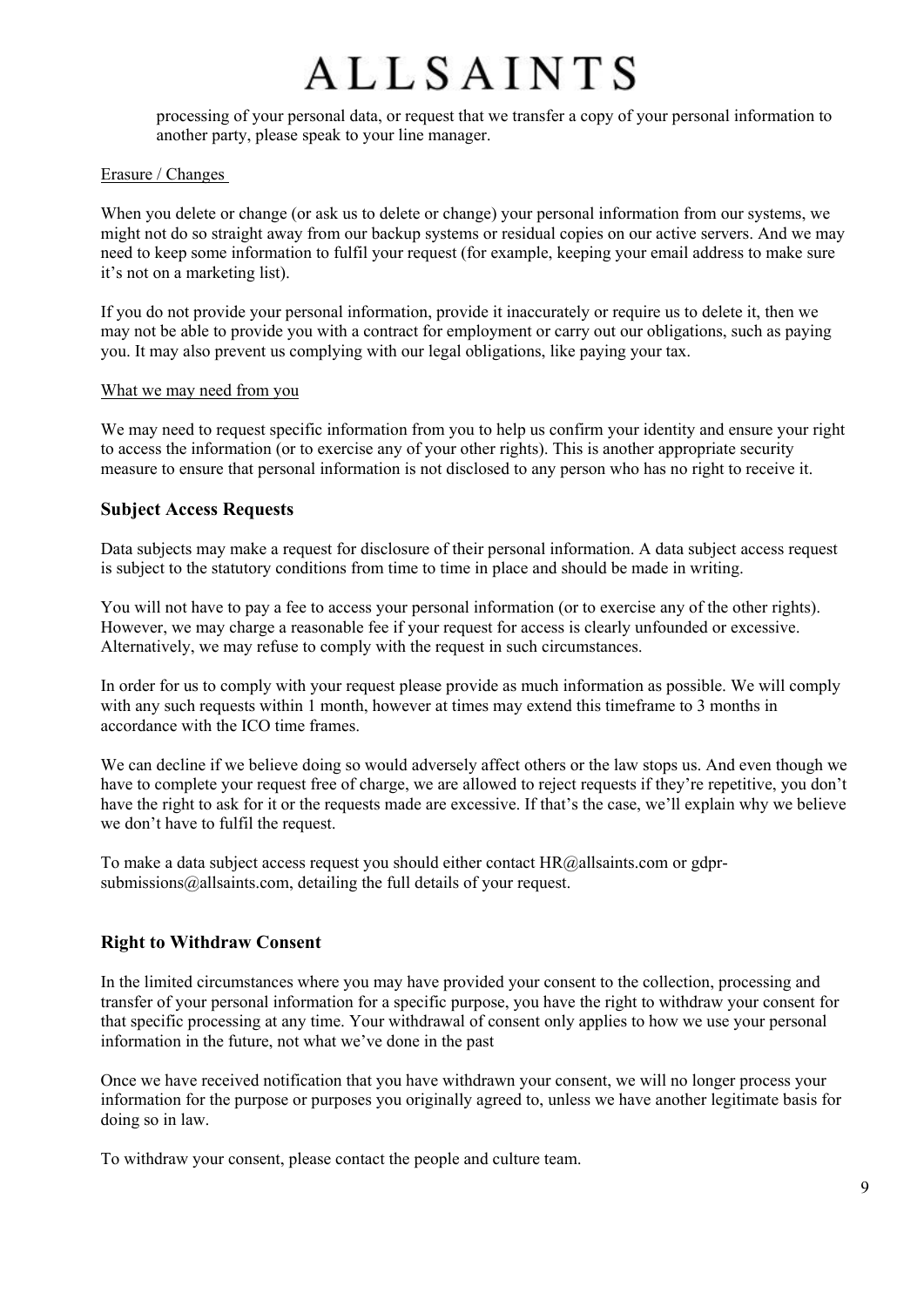processing of your personal data, or request that we transfer a copy of your personal information to another party, please speak to your line manager.

Erasure / Changes

When you delete or change (or ask us to delete or change) your personal information from our systems, we might not do so straight away from our backup systems or residual copies on our active servers. And we may need to keep some information to fulfil your request (for example, keeping your email address to make sure it's not on a marketing list).

If you do not provide your personal information, provide it inaccurately or require us to delete it, then we may not be able to provide you with a contract for employment or carry out our obligations, such as paying you. It may also prevent us complying with our legal obligations, like paying your tax.

What we may need from you

We may need to request specific information from you to help us confirm your identity and ensure your right to access the information (or to exercise any of your other rights). This is another appropriate security measure to ensure that personal information is not disclosed to any person who has no right to receive it.

## Subject Access Requests

Data subjects may make a request for disclosure of their personal information. A data subject access request is subject to the statutory conditions from time to time in place and should be made in writing.

You will not have to pay a fee to access your personal information (or to exercise any of the other rights). However, we may charge a reasonable fee if your request for access is clearly unfounded or excessive. Alternatively, we may refuse to comply with the request in such circumstances.

In order for us to comply with your request please provide as much information as possible. We will comply with any such requests within 1 month, however at times may extend this timeframe to 3 months in accordance with the ICO time frames.

We can decline if we believe doing so would adversely affect others or the law stops us. And even though we have to complete your request free of charge, we are allowed to reject requests if they're repetitive, you don't have the right to ask for it or the requests made are excessive. If that's the case, we'll explain why we believe we don't have to fulfil the request.

To make a data subject access request you should either contact HR@allsaints.com or gdpr-submissions@allsaints.com, detailing the full details of your request.

## Right to Withdraw Consent

In the limited circumstances where you may have provided your consent to the collection, processing and transfer of your personal information for a specific purpose, you have the right to withdraw your consent for that specific processing at any time. Your withdrawal of consent only applies to how we use your personal information in the future, not what we've done in the past

Once we have received notification that you have withdrawn your consent, we will no longer process your information for the purpose or purposes you originally agreed to, unless we have another legitimate basis for doing so in law.

To withdraw your consent, please contact the people and culture team.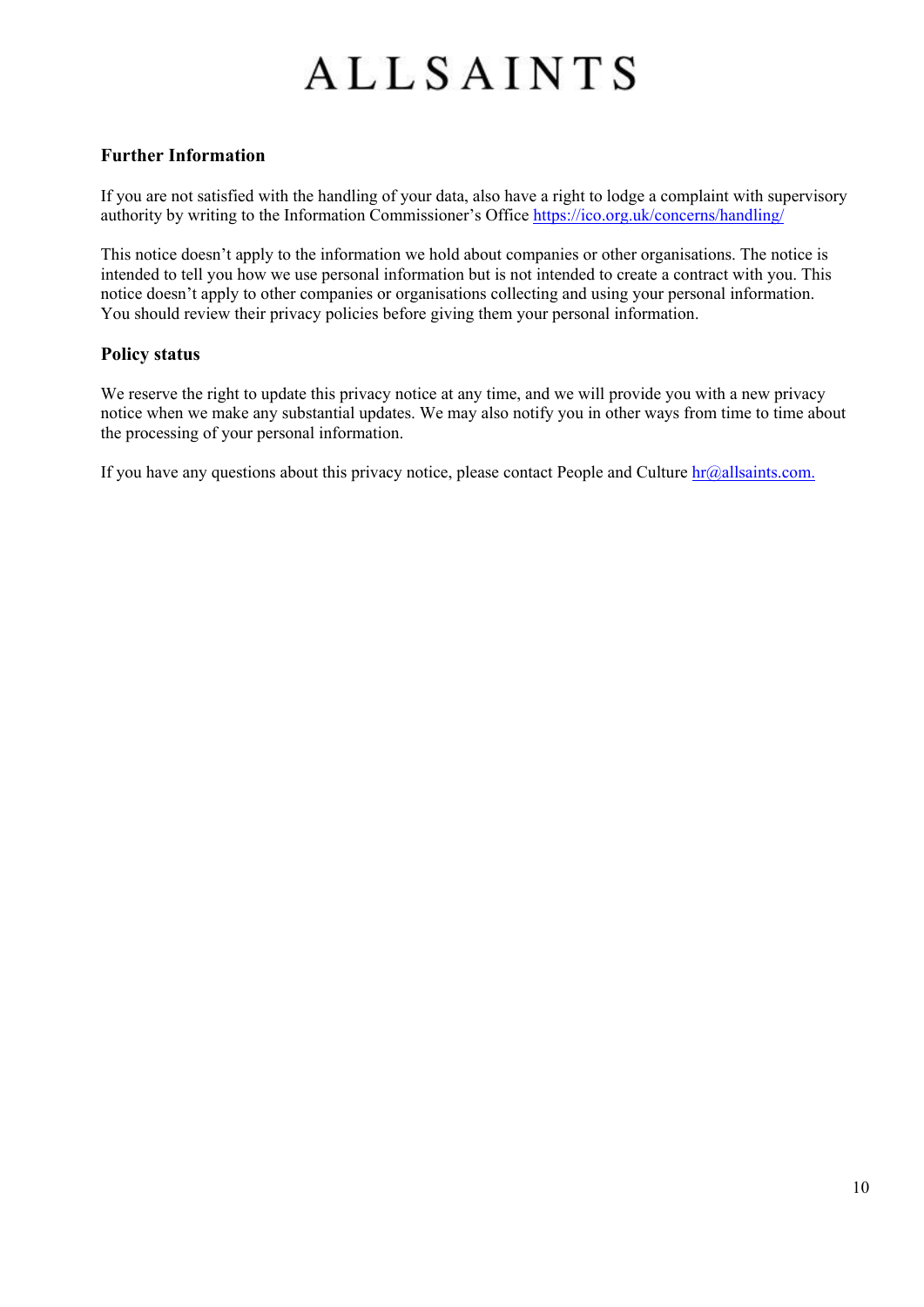## Further Information

If you are not satisfied with the handling of your data, also have a right to lodge a complaint with supervisory authority by writing to the Information Commissioner's Office https://ico.org.uk/concerns/handling/

This notice doesn't apply to the information we hold about companies or other organisations. The notice is intended to tell you how we use personal information but is not intended to create a contract with you. This notice doesn't apply to other companies or organisations collecting and using your personal information. You should review their privacy policies before giving them your personal information.

## Policy status

We reserve the right to update this privacy notice at any time, and we will provide you with a new privacy notice when we make any substantial updates. We may also notify you in other ways from time to time about the processing of your personal information.

If you have any questions about this privacy notice, please contact People and Culture hr@allsaints.com.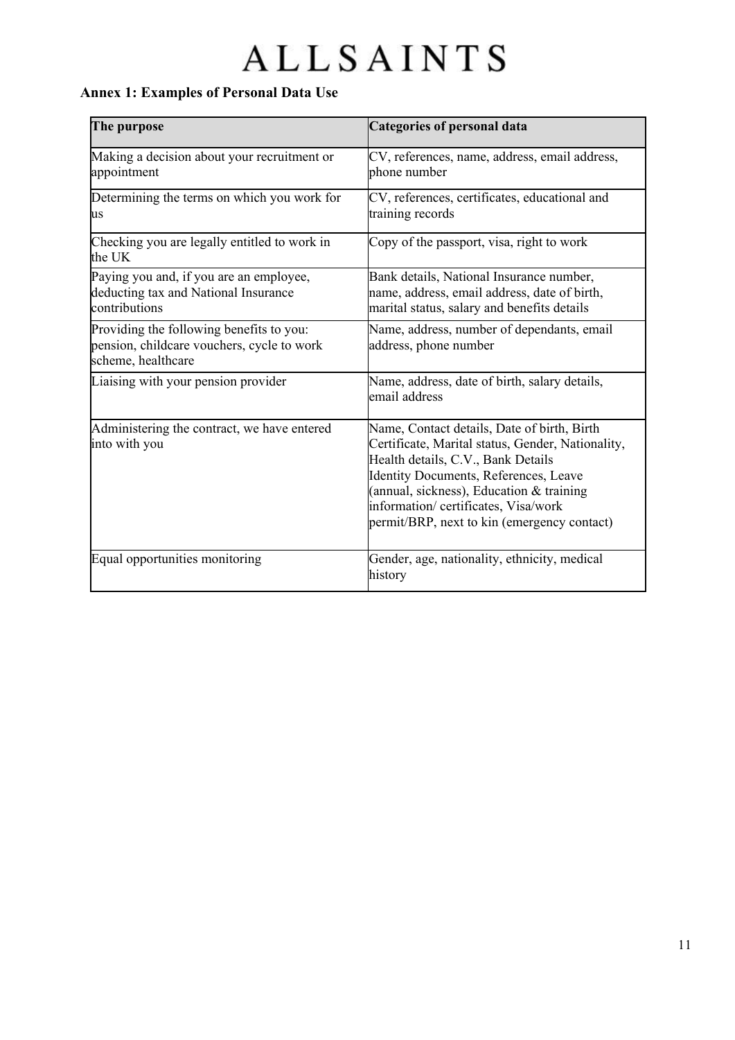# ALLSAINTS

**Annex 1: Examples of Personal Data Use**

| The purpose | Categories of personal data |
|---|---|
| Making a decision about your recruitment or appointment | CV, references, name, address, email address, phone number |
| Determining the terms on which you work for us | CV, references, certificates, educational and training records |
| Checking you are legally entitled to work in the UK | Copy of the passport, visa, right to work |
| Paying you and, if you are an employee, deducting tax and National Insurance contributions | Bank details, National Insurance number, name, address, email address, date of birth, marital status, salary and benefits details |
| Providing the following benefits to you: pension, childcare vouchers, cycle to work scheme, healthcare | Name, address, number of dependants, email address, phone number |
| Liaising with your pension provider | Name, address, date of birth, salary details, email address |
| Administering the contract, we have entered into with you | Name, Contact details, Date of birth, Birth Certificate, Marital status, Gender, Nationality, Health details, C.V., Bank Details Identity Documents, References, Leave (annual, sickness), Education & training information/ certificates, Visa/work permit/BRP, next to kin (emergency contact) |
| Equal opportunities monitoring | Gender, age, nationality, ethnicity, medical history |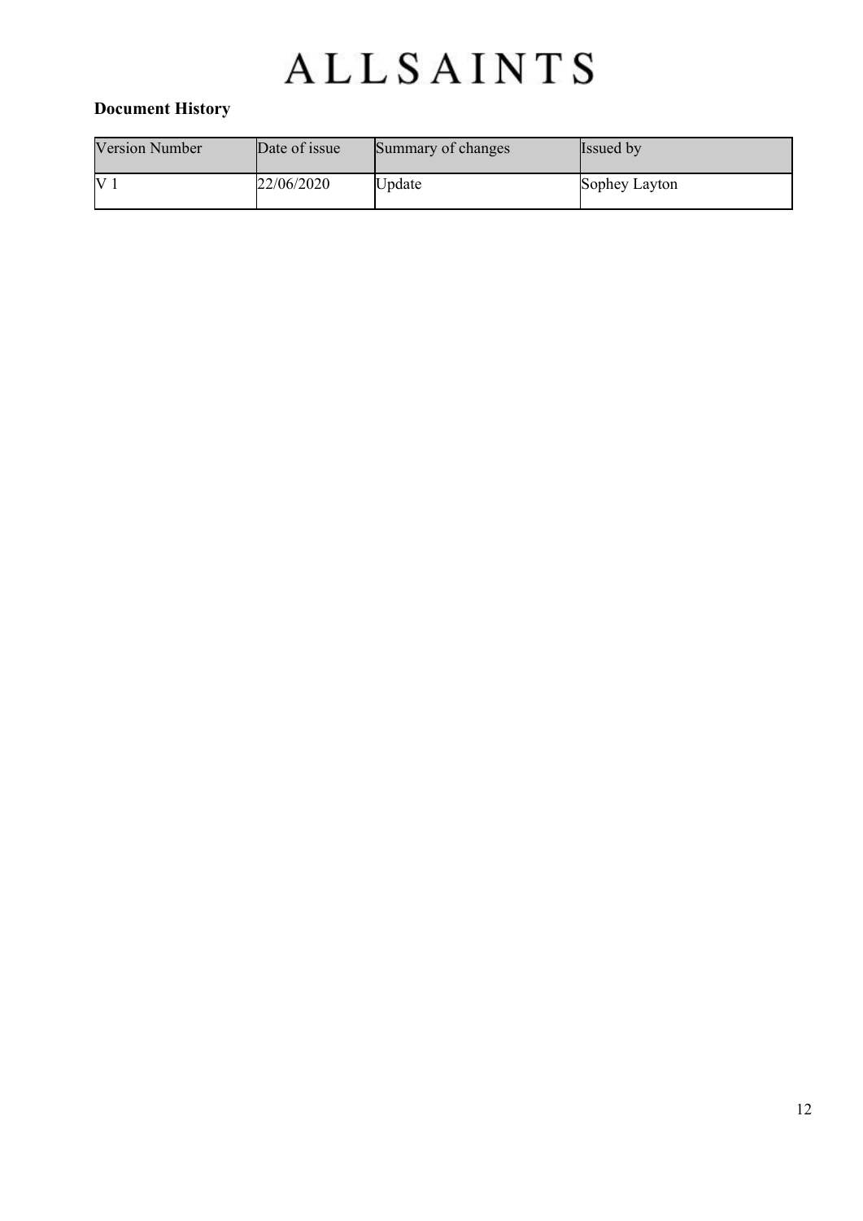ALLSAINTS

**Document History**

| Version Number | Date of issue | Summary of changes | Issued by |
|---|---|---|---|
| V 1 | 22/06/2020 | Update | Sophey Layton |